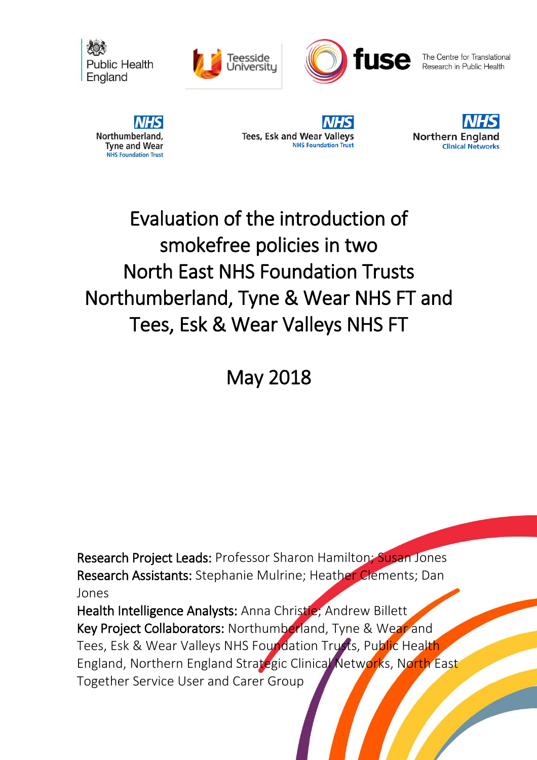Public Health England

Teesside University

fuse The Centre for Translational Research in Public Health

NHS Northumberland, Tyne and Wear NHS Foundation Trust

NHS Tees, Esk and Wear Valleys NHS Foundation Trust

NHS Northern England Clinical Networks

# Evaluation of the introduction of smokefree policies in two North East NHS Foundation Trusts Northumberland, Tyne & Wear NHS FT and Tees, Esk & Wear Valleys NHS FT

## May 2018

**Research Project Leads:** Professor Sharon Hamilton; Susan Jones
**Research Assistants:** Stephanie Mulrine; Heather Clements; Dan Jones
**Health Intelligence Analysts:** Anna Christie; Andrew Billett
**Key Project Collaborators:** Northumberland, Tyne & Wear and Tees, Esk & Wear Valleys NHS Foundation Trusts, Public Health England, Northern England Strategic Clinical Networks, North East Together Service User and Carer Group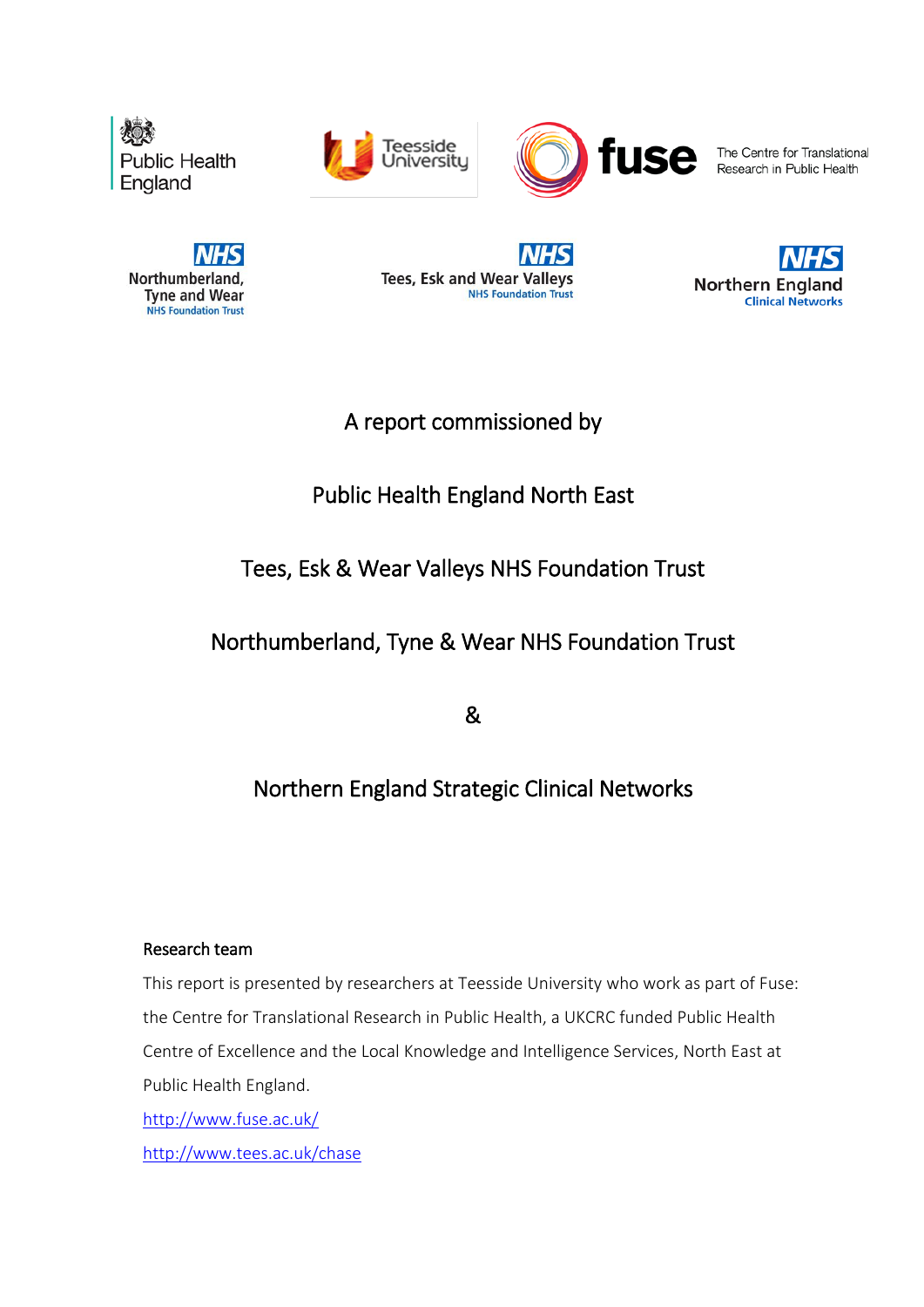A report commissioned by

Public Health England North East

Tees, Esk & Wear Valleys NHS Foundation Trust

Northumberland, Tyne & Wear NHS Foundation Trust

&

Northern England Strategic Clinical Networks

Research team

This report is presented by researchers at Teesside University who work as part of Fuse: the Centre for Translational Research in Public Health, a UKCRC funded Public Health Centre of Excellence and the Local Knowledge and Intelligence Services, North East at Public Health England.

http://www.fuse.ac.uk/

http://www.tees.ac.uk/chase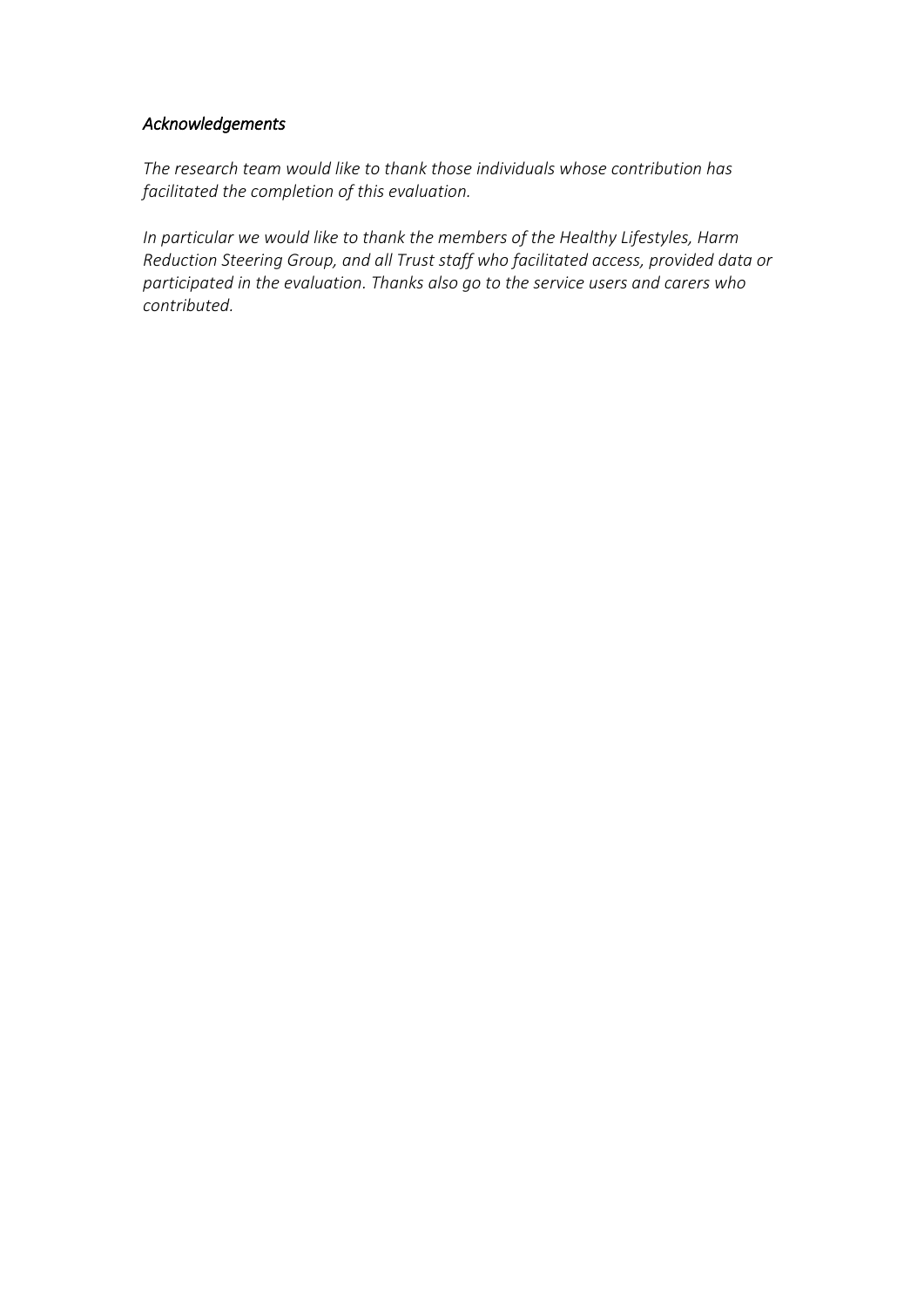## *Acknowledgements*

*The research team would like to thank those individuals whose contribution has facilitated the completion of this evaluation.*

*In particular we would like to thank the members of the Healthy Lifestyles, Harm Reduction Steering Group, and all Trust staff who facilitated access, provided data or participated in the evaluation. Thanks also go to the service users and carers who contributed.*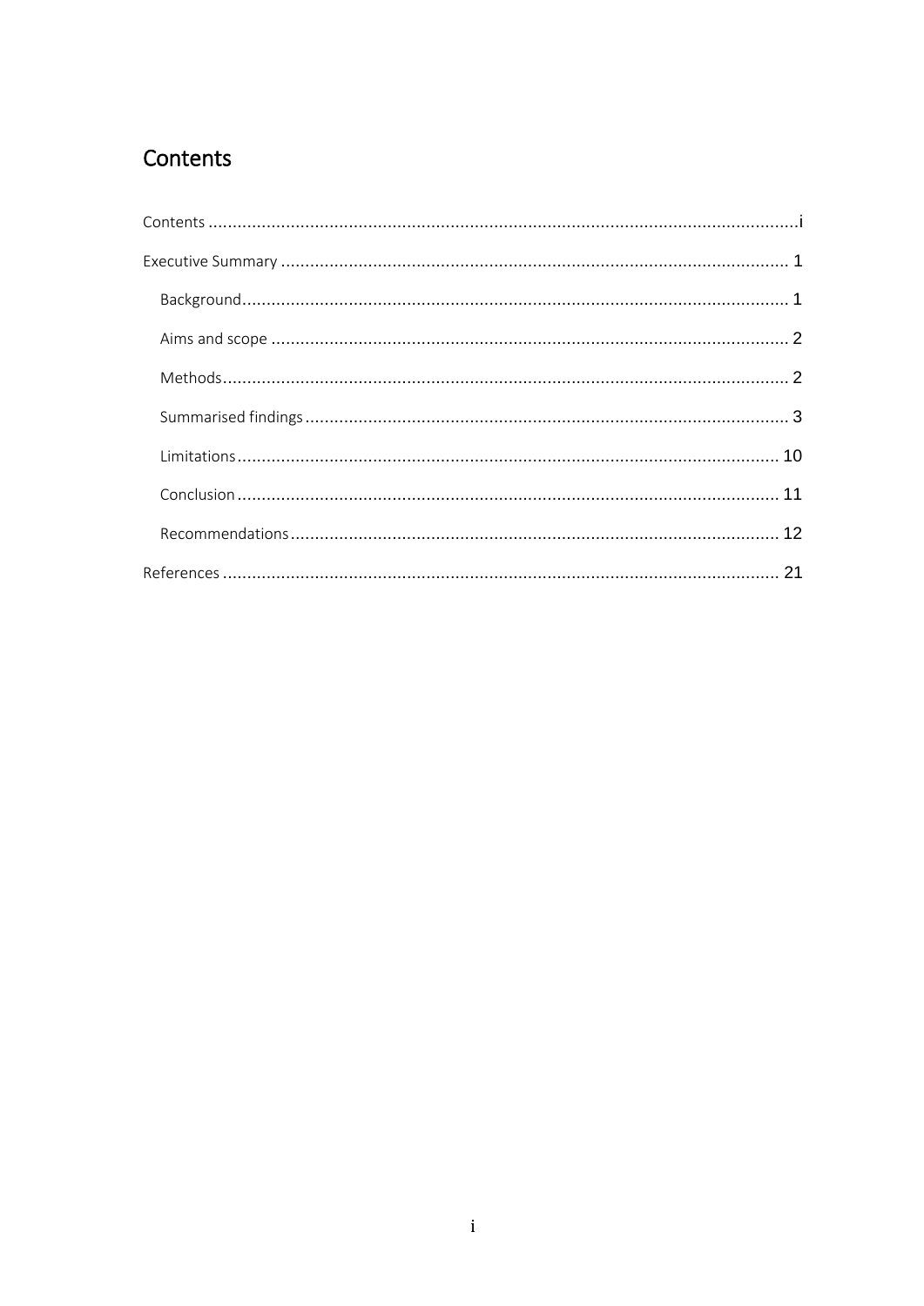# Contents

Contents ............................................................................................................................i

Executive Summary ........................................................................................................ 1

- Background................................................................................................................ 1
- Aims and scope .......................................................................................................... 2
- Methods.................................................................................................................... 2
- Summarised findings ................................................................................................... 3
- Limitations ................................................................................................................ 10
- Conclusion ................................................................................................................ 11
- Recommendations ..................................................................................................... 12

References .................................................................................................................. 21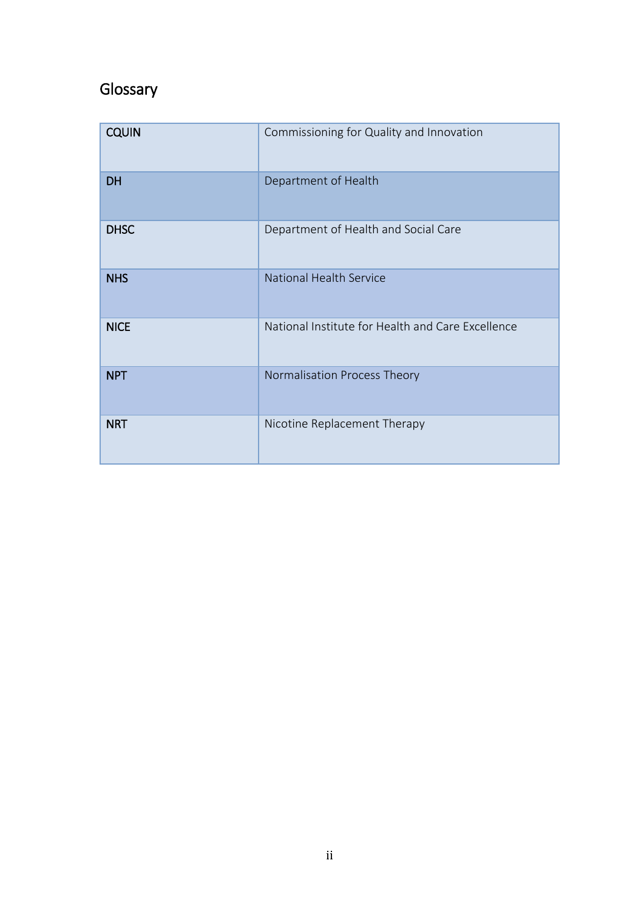## Glossary

| | |
|---|---|
| **CQUIN** | Commissioning for Quality and Innovation |
| **DH** | Department of Health |
| **DHSC** | Department of Health and Social Care |
| **NHS** | National Health Service |
| **NICE** | National Institute for Health and Care Excellence |
| **NPT** | Normalisation Process Theory |
| **NRT** | Nicotine Replacement Therapy |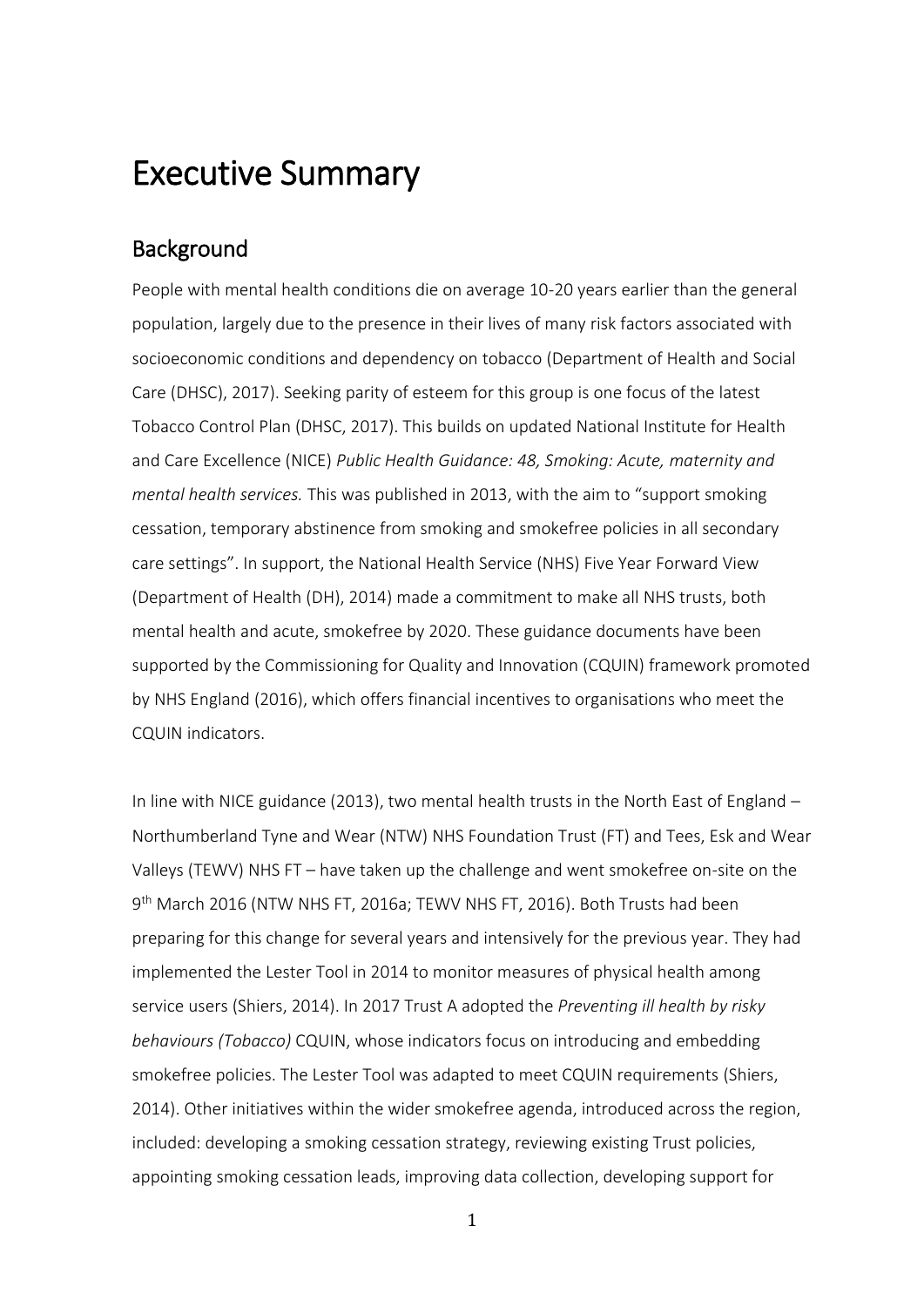# Executive Summary

## Background

People with mental health conditions die on average 10-20 years earlier than the general population, largely due to the presence in their lives of many risk factors associated with socioeconomic conditions and dependency on tobacco (Department of Health and Social Care (DHSC), 2017). Seeking parity of esteem for this group is one focus of the latest Tobacco Control Plan (DHSC, 2017). This builds on updated National Institute for Health and Care Excellence (NICE) *Public Health Guidance: 48, Smoking: Acute, maternity and mental health services.* This was published in 2013, with the aim to "support smoking cessation, temporary abstinence from smoking and smokefree policies in all secondary care settings". In support, the National Health Service (NHS) Five Year Forward View (Department of Health (DH), 2014) made a commitment to make all NHS trusts, both mental health and acute, smokefree by 2020. These guidance documents have been supported by the Commissioning for Quality and Innovation (CQUIN) framework promoted by NHS England (2016), which offers financial incentives to organisations who meet the CQUIN indicators.

In line with NICE guidance (2013), two mental health trusts in the North East of England – Northumberland Tyne and Wear (NTW) NHS Foundation Trust (FT) and Tees, Esk and Wear Valleys (TEWV) NHS FT – have taken up the challenge and went smokefree on-site on the 9th March 2016 (NTW NHS FT, 2016a; TEWV NHS FT, 2016). Both Trusts had been preparing for this change for several years and intensively for the previous year. They had implemented the Lester Tool in 2014 to monitor measures of physical health among service users (Shiers, 2014). In 2017 Trust A adopted the *Preventing ill health by risky behaviours (Tobacco)* CQUIN, whose indicators focus on introducing and embedding smokefree policies. The Lester Tool was adapted to meet CQUIN requirements (Shiers, 2014). Other initiatives within the wider smokefree agenda, introduced across the region, included: developing a smoking cessation strategy, reviewing existing Trust policies, appointing smoking cessation leads, improving data collection, developing support for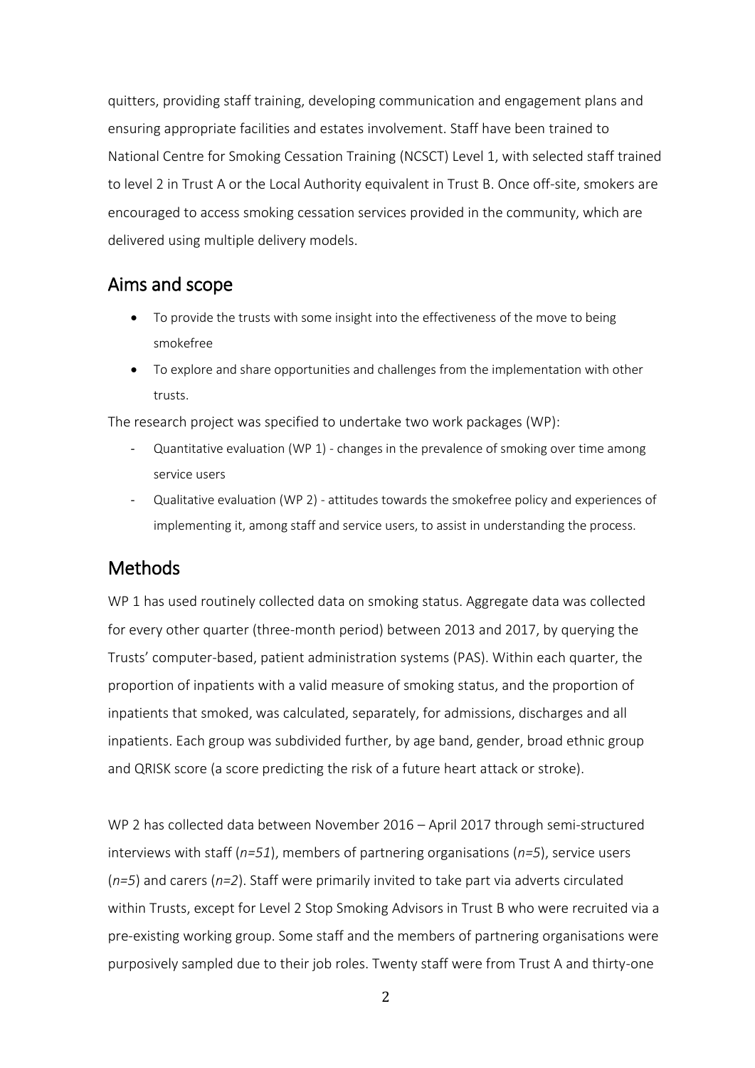quitters, providing staff training, developing communication and engagement plans and ensuring appropriate facilities and estates involvement. Staff have been trained to National Centre for Smoking Cessation Training (NCSCT) Level 1, with selected staff trained to level 2 in Trust A or the Local Authority equivalent in Trust B. Once off-site, smokers are encouraged to access smoking cessation services provided in the community, which are delivered using multiple delivery models.

## Aims and scope

- To provide the trusts with some insight into the effectiveness of the move to being smokefree
- To explore and share opportunities and challenges from the implementation with other trusts.

The research project was specified to undertake two work packages (WP):

- Quantitative evaluation (WP 1) - changes in the prevalence of smoking over time among service users
- Qualitative evaluation (WP 2) - attitudes towards the smokefree policy and experiences of implementing it, among staff and service users, to assist in understanding the process.

## Methods

WP 1 has used routinely collected data on smoking status. Aggregate data was collected for every other quarter (three-month period) between 2013 and 2017, by querying the Trusts' computer-based, patient administration systems (PAS). Within each quarter, the proportion of inpatients with a valid measure of smoking status, and the proportion of inpatients that smoked, was calculated, separately, for admissions, discharges and all inpatients. Each group was subdivided further, by age band, gender, broad ethnic group and QRISK score (a score predicting the risk of a future heart attack or stroke).

WP 2 has collected data between November 2016 – April 2017 through semi-structured interviews with staff (*n=51*), members of partnering organisations (*n=5*), service users (*n=5*) and carers (*n=2*). Staff were primarily invited to take part via adverts circulated within Trusts, except for Level 2 Stop Smoking Advisors in Trust B who were recruited via a pre-existing working group. Some staff and the members of partnering organisations were purposively sampled due to their job roles. Twenty staff were from Trust A and thirty-one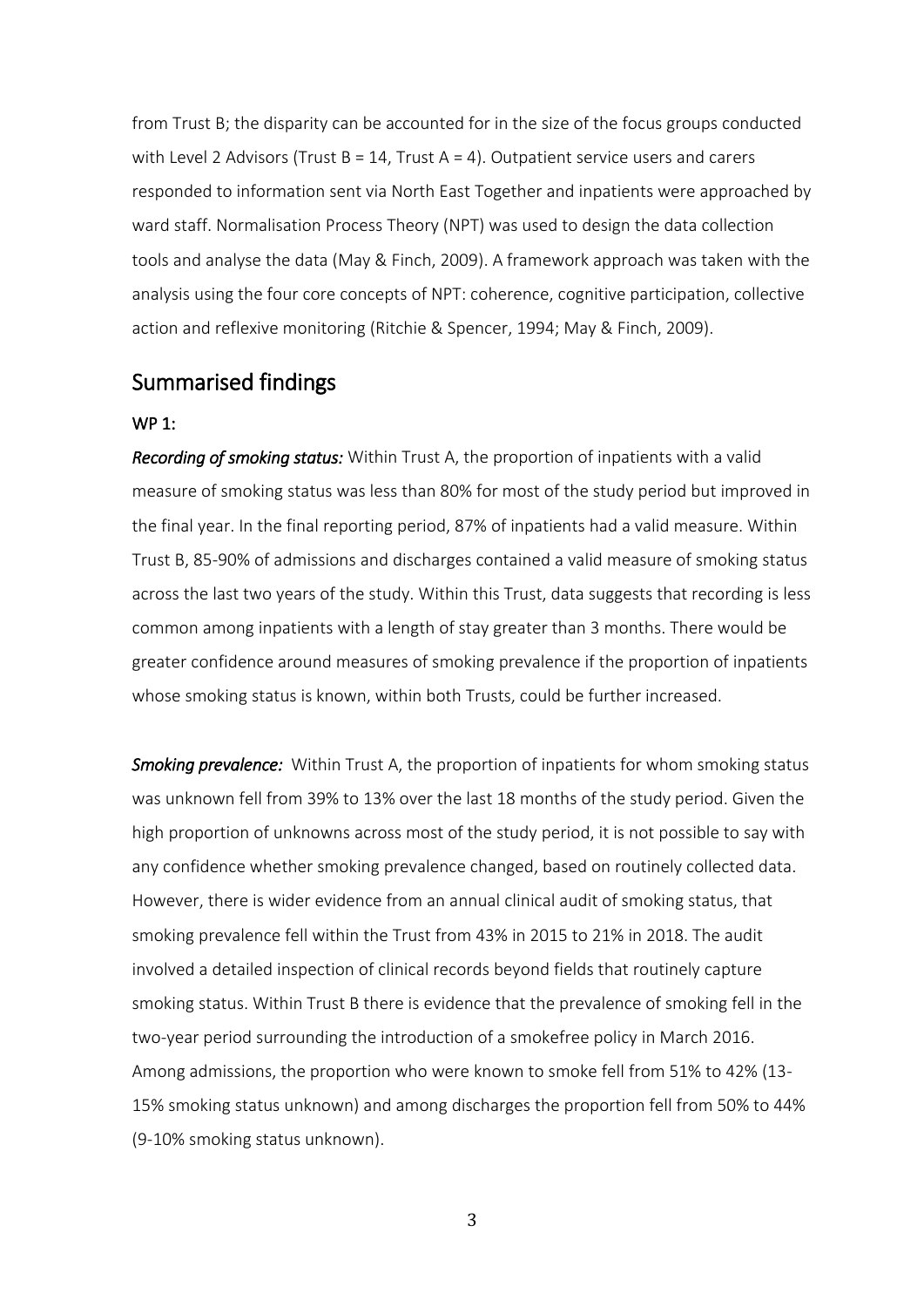from Trust B; the disparity can be accounted for in the size of the focus groups conducted with Level 2 Advisors (Trust B = 14, Trust A = 4). Outpatient service users and carers responded to information sent via North East Together and inpatients were approached by ward staff. Normalisation Process Theory (NPT) was used to design the data collection tools and analyse the data (May & Finch, 2009). A framework approach was taken with the analysis using the four core concepts of NPT: coherence, cognitive participation, collective action and reflexive monitoring (Ritchie & Spencer, 1994; May & Finch, 2009).

## Summarised findings

**WP 1:**

***Recording of smoking status:*** Within Trust A, the proportion of inpatients with a valid measure of smoking status was less than 80% for most of the study period but improved in the final year. In the final reporting period, 87% of inpatients had a valid measure. Within Trust B, 85-90% of admissions and discharges contained a valid measure of smoking status across the last two years of the study. Within this Trust, data suggests that recording is less common among inpatients with a length of stay greater than 3 months. There would be greater confidence around measures of smoking prevalence if the proportion of inpatients whose smoking status is known, within both Trusts, could be further increased.

***Smoking prevalence:*** Within Trust A, the proportion of inpatients for whom smoking status was unknown fell from 39% to 13% over the last 18 months of the study period. Given the high proportion of unknowns across most of the study period, it is not possible to say with any confidence whether smoking prevalence changed, based on routinely collected data. However, there is wider evidence from an annual clinical audit of smoking status, that smoking prevalence fell within the Trust from 43% in 2015 to 21% in 2018. The audit involved a detailed inspection of clinical records beyond fields that routinely capture smoking status. Within Trust B there is evidence that the prevalence of smoking fell in the two-year period surrounding the introduction of a smokefree policy in March 2016. Among admissions, the proportion who were known to smoke fell from 51% to 42% (13-15% smoking status unknown) and among discharges the proportion fell from 50% to 44% (9-10% smoking status unknown).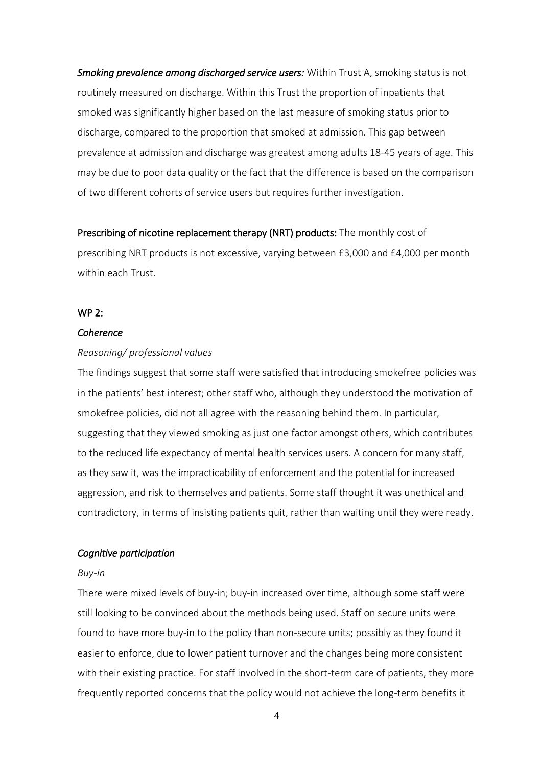***Smoking prevalence among discharged service users:*** Within Trust A, smoking status is not routinely measured on discharge. Within this Trust the proportion of inpatients that smoked was significantly higher based on the last measure of smoking status prior to discharge, compared to the proportion that smoked at admission. This gap between prevalence at admission and discharge was greatest among adults 18-45 years of age. This may be due to poor data quality or the fact that the difference is based on the comparison of two different cohorts of service users but requires further investigation.

**Prescribing of nicotine replacement therapy (NRT) products:** The monthly cost of prescribing NRT products is not excessive, varying between £3,000 and £4,000 per month within each Trust.

**WP 2:**

***Coherence***

*Reasoning/ professional values*

The findings suggest that some staff were satisfied that introducing smokefree policies was in the patients' best interest; other staff who, although they understood the motivation of smokefree policies, did not all agree with the reasoning behind them. In particular, suggesting that they viewed smoking as just one factor amongst others, which contributes to the reduced life expectancy of mental health services users. A concern for many staff, as they saw it, was the impracticability of enforcement and the potential for increased aggression, and risk to themselves and patients. Some staff thought it was unethical and contradictory, in terms of insisting patients quit, rather than waiting until they were ready.

***Cognitive participation***

*Buy-in*

There were mixed levels of buy-in; buy-in increased over time, although some staff were still looking to be convinced about the methods being used. Staff on secure units were found to have more buy-in to the policy than non-secure units; possibly as they found it easier to enforce, due to lower patient turnover and the changes being more consistent with their existing practice. For staff involved in the short-term care of patients, they more frequently reported concerns that the policy would not achieve the long-term benefits it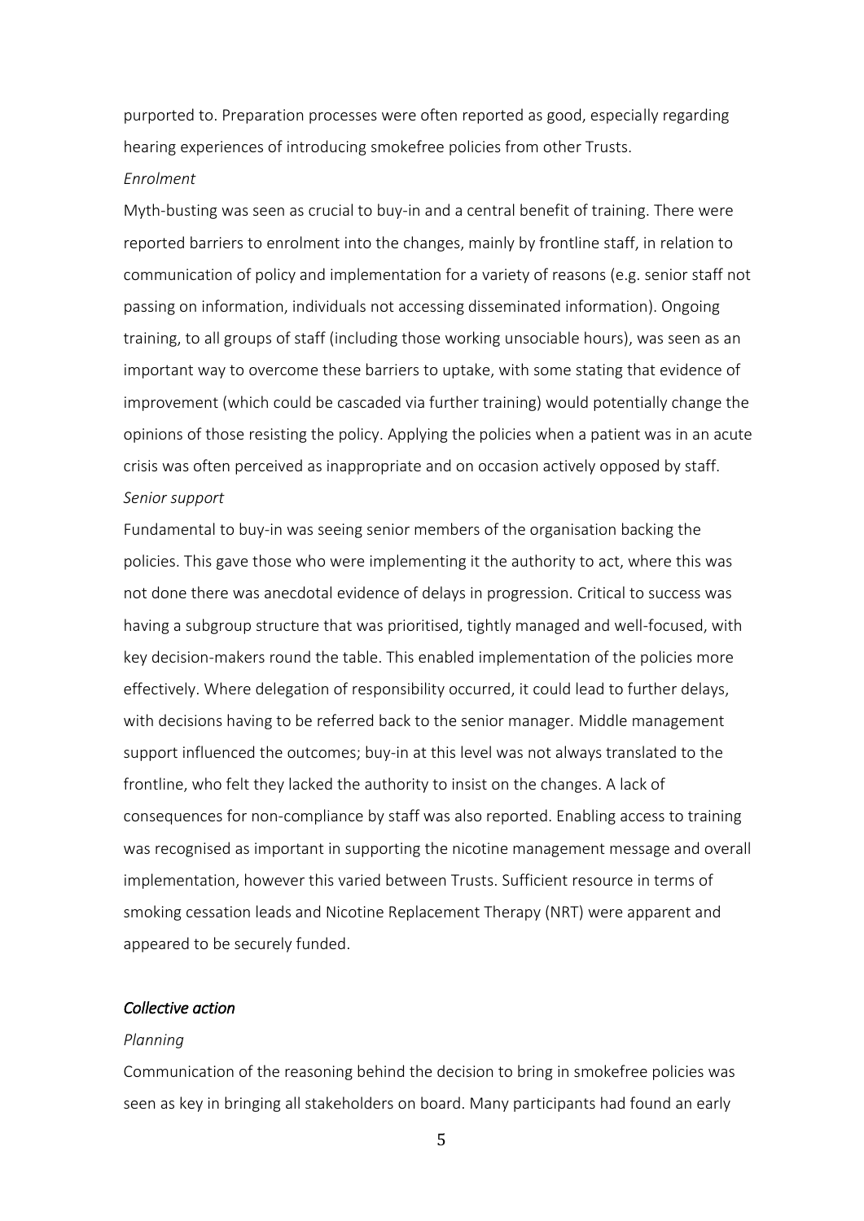purported to. Preparation processes were often reported as good, especially regarding hearing experiences of introducing smokefree policies from other Trusts.

*Enrolment*

Myth-busting was seen as crucial to buy-in and a central benefit of training. There were reported barriers to enrolment into the changes, mainly by frontline staff, in relation to communication of policy and implementation for a variety of reasons (e.g. senior staff not passing on information, individuals not accessing disseminated information). Ongoing training, to all groups of staff (including those working unsociable hours), was seen as an important way to overcome these barriers to uptake, with some stating that evidence of improvement (which could be cascaded via further training) would potentially change the opinions of those resisting the policy. Applying the policies when a patient was in an acute crisis was often perceived as inappropriate and on occasion actively opposed by staff.

*Senior support*

Fundamental to buy-in was seeing senior members of the organisation backing the policies. This gave those who were implementing it the authority to act, where this was not done there was anecdotal evidence of delays in progression. Critical to success was having a subgroup structure that was prioritised, tightly managed and well-focused, with key decision-makers round the table. This enabled implementation of the policies more effectively. Where delegation of responsibility occurred, it could lead to further delays, with decisions having to be referred back to the senior manager. Middle management support influenced the outcomes; buy-in at this level was not always translated to the frontline, who felt they lacked the authority to insist on the changes. A lack of consequences for non-compliance by staff was also reported. Enabling access to training was recognised as important in supporting the nicotine management message and overall implementation, however this varied between Trusts. Sufficient resource in terms of smoking cessation leads and Nicotine Replacement Therapy (NRT) were apparent and appeared to be securely funded.

### *Collective action*

*Planning*

Communication of the reasoning behind the decision to bring in smokefree policies was seen as key in bringing all stakeholders on board. Many participants had found an early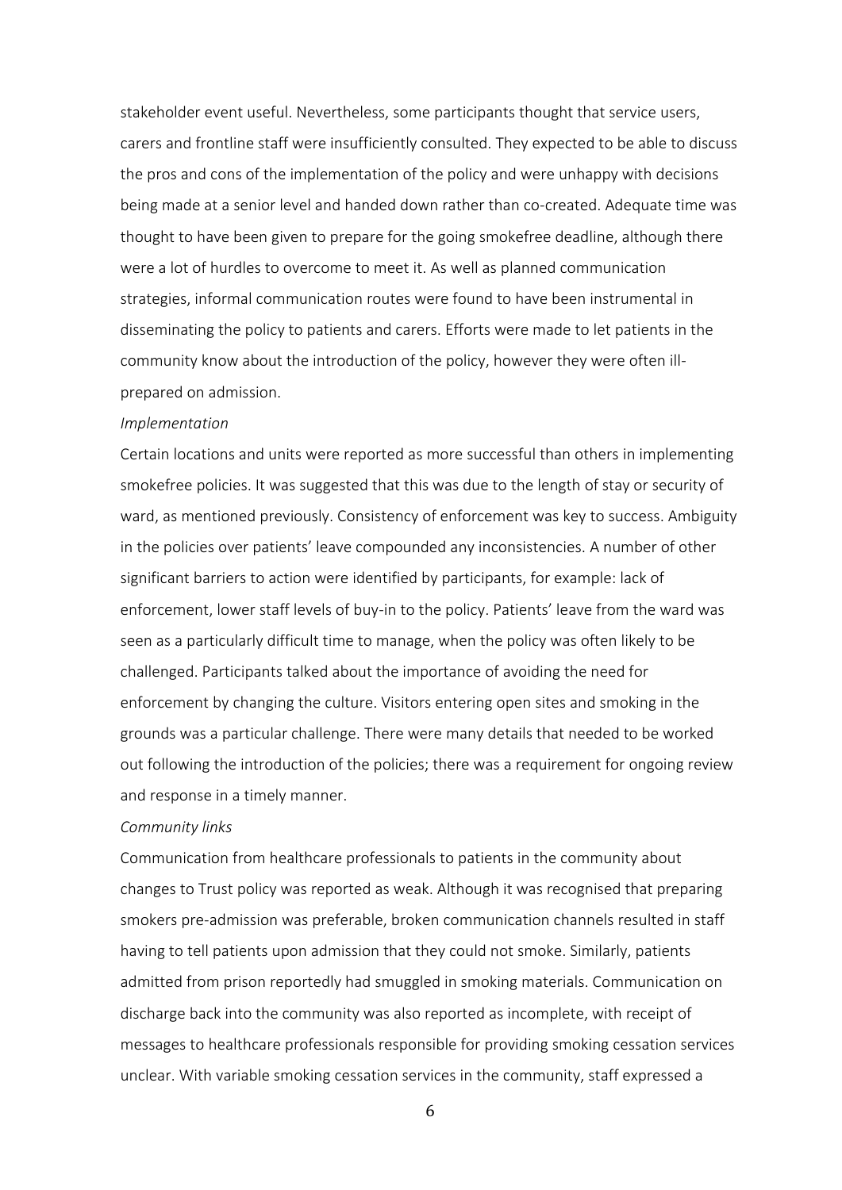stakeholder event useful. Nevertheless, some participants thought that service users, carers and frontline staff were insufficiently consulted. They expected to be able to discuss the pros and cons of the implementation of the policy and were unhappy with decisions being made at a senior level and handed down rather than co-created. Adequate time was thought to have been given to prepare for the going smokefree deadline, although there were a lot of hurdles to overcome to meet it. As well as planned communication strategies, informal communication routes were found to have been instrumental in disseminating the policy to patients and carers. Efforts were made to let patients in the community know about the introduction of the policy, however they were often ill-prepared on admission.

*Implementation*

Certain locations and units were reported as more successful than others in implementing smokefree policies. It was suggested that this was due to the length of stay or security of ward, as mentioned previously. Consistency of enforcement was key to success. Ambiguity in the policies over patients' leave compounded any inconsistencies. A number of other significant barriers to action were identified by participants, for example: lack of enforcement, lower staff levels of buy-in to the policy. Patients' leave from the ward was seen as a particularly difficult time to manage, when the policy was often likely to be challenged. Participants talked about the importance of avoiding the need for enforcement by changing the culture. Visitors entering open sites and smoking in the grounds was a particular challenge. There were many details that needed to be worked out following the introduction of the policies; there was a requirement for ongoing review and response in a timely manner.

*Community links*

Communication from healthcare professionals to patients in the community about changes to Trust policy was reported as weak. Although it was recognised that preparing smokers pre-admission was preferable, broken communication channels resulted in staff having to tell patients upon admission that they could not smoke. Similarly, patients admitted from prison reportedly had smuggled in smoking materials. Communication on discharge back into the community was also reported as incomplete, with receipt of messages to healthcare professionals responsible for providing smoking cessation services unclear. With variable smoking cessation services in the community, staff expressed a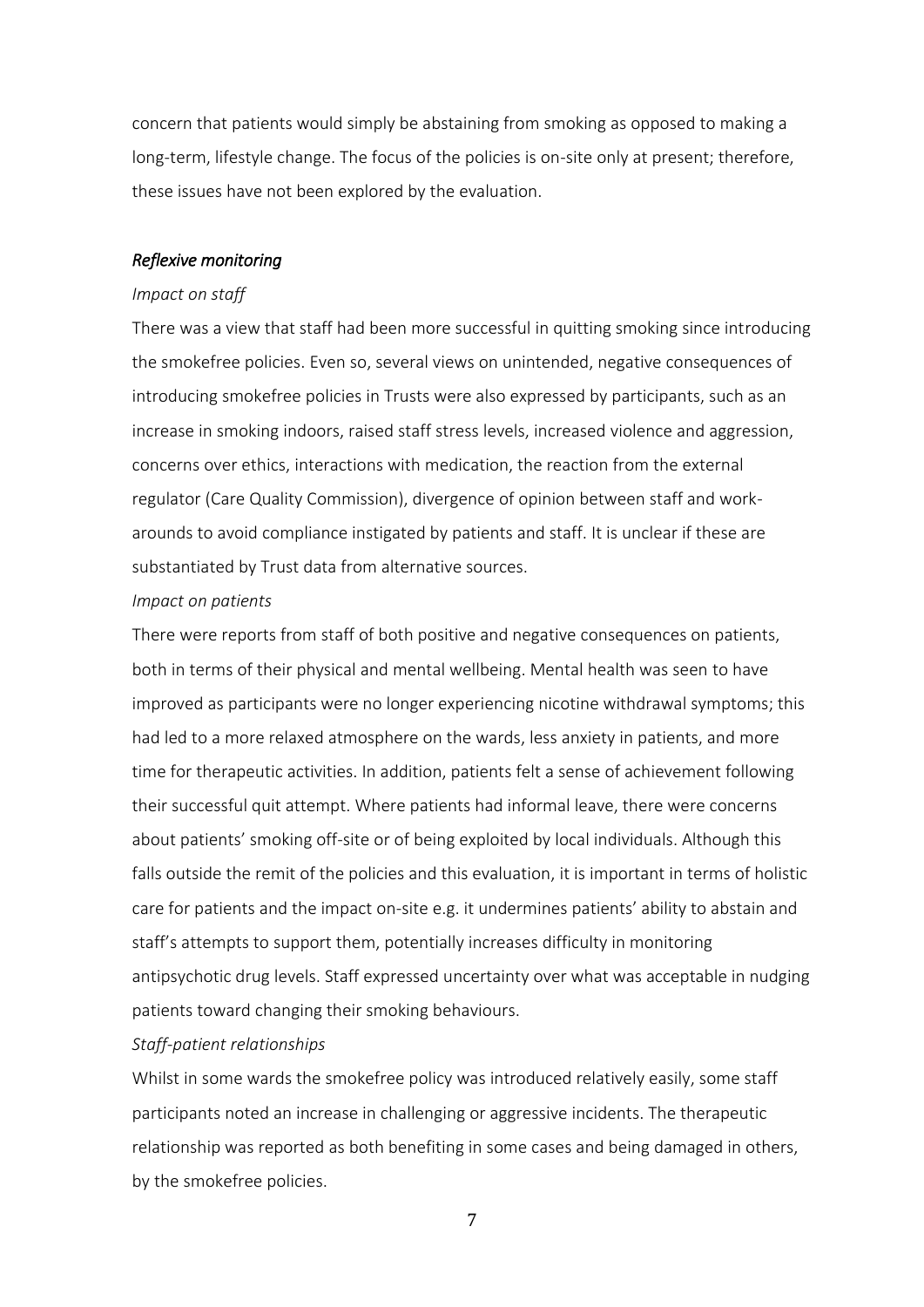concern that patients would simply be abstaining from smoking as opposed to making a long-term, lifestyle change. The focus of the policies is on-site only at present; therefore, these issues have not been explored by the evaluation.

### *Reflexive monitoring*

*Impact on staff*

There was a view that staff had been more successful in quitting smoking since introducing the smokefree policies. Even so, several views on unintended, negative consequences of introducing smokefree policies in Trusts were also expressed by participants, such as an increase in smoking indoors, raised staff stress levels, increased violence and aggression, concerns over ethics, interactions with medication, the reaction from the external regulator (Care Quality Commission), divergence of opinion between staff and work-arounds to avoid compliance instigated by patients and staff. It is unclear if these are substantiated by Trust data from alternative sources.

*Impact on patients*

There were reports from staff of both positive and negative consequences on patients, both in terms of their physical and mental wellbeing. Mental health was seen to have improved as participants were no longer experiencing nicotine withdrawal symptoms; this had led to a more relaxed atmosphere on the wards, less anxiety in patients, and more time for therapeutic activities. In addition, patients felt a sense of achievement following their successful quit attempt. Where patients had informal leave, there were concerns about patients' smoking off-site or of being exploited by local individuals. Although this falls outside the remit of the policies and this evaluation, it is important in terms of holistic care for patients and the impact on-site e.g. it undermines patients' ability to abstain and staff's attempts to support them, potentially increases difficulty in monitoring antipsychotic drug levels. Staff expressed uncertainty over what was acceptable in nudging patients toward changing their smoking behaviours.

*Staff-patient relationships*

Whilst in some wards the smokefree policy was introduced relatively easily, some staff participants noted an increase in challenging or aggressive incidents. The therapeutic relationship was reported as both benefiting in some cases and being damaged in others, by the smokefree policies.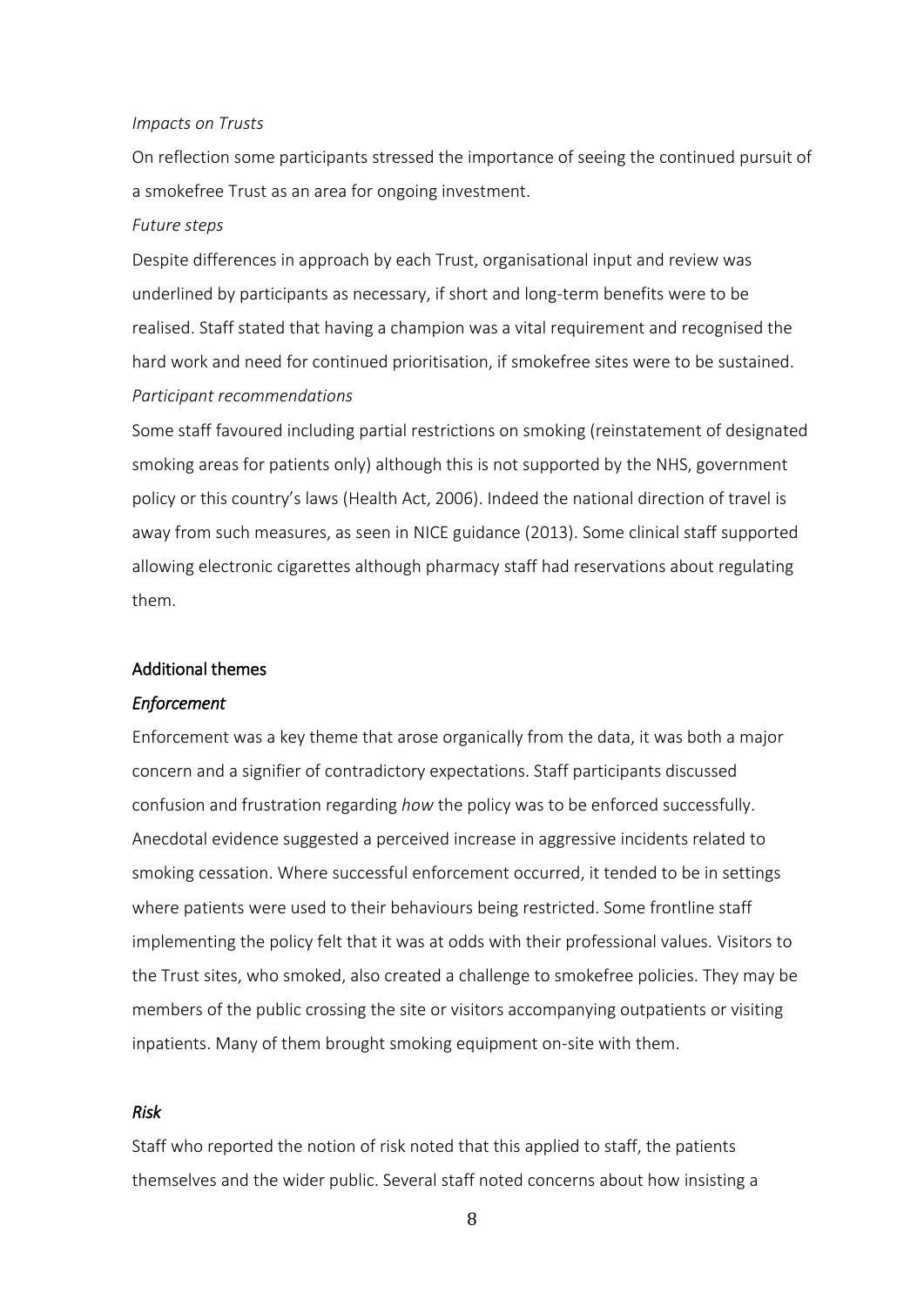*Impacts on Trusts*

On reflection some participants stressed the importance of seeing the continued pursuit of a smokefree Trust as an area for ongoing investment.

*Future steps*

Despite differences in approach by each Trust, organisational input and review was underlined by participants as necessary, if short and long-term benefits were to be realised. Staff stated that having a champion was a vital requirement and recognised the hard work and need for continued prioritisation, if smokefree sites were to be sustained.

*Participant recommendations*

Some staff favoured including partial restrictions on smoking (reinstatement of designated smoking areas for patients only) although this is not supported by the NHS, government policy or this country's laws (Health Act, 2006). Indeed the national direction of travel is away from such measures, as seen in NICE guidance (2013). Some clinical staff supported allowing electronic cigarettes although pharmacy staff had reservations about regulating them.

## Additional themes

### *Enforcement*

Enforcement was a key theme that arose organically from the data, it was both a major concern and a signifier of contradictory expectations. Staff participants discussed confusion and frustration regarding *how* the policy was to be enforced successfully. Anecdotal evidence suggested a perceived increase in aggressive incidents related to smoking cessation. Where successful enforcement occurred, it tended to be in settings where patients were used to their behaviours being restricted. Some frontline staff implementing the policy felt that it was at odds with their professional values. Visitors to the Trust sites, who smoked, also created a challenge to smokefree policies. They may be members of the public crossing the site or visitors accompanying outpatients or visiting inpatients. Many of them brought smoking equipment on-site with them.

### *Risk*

Staff who reported the notion of risk noted that this applied to staff, the patients themselves and the wider public. Several staff noted concerns about how insisting a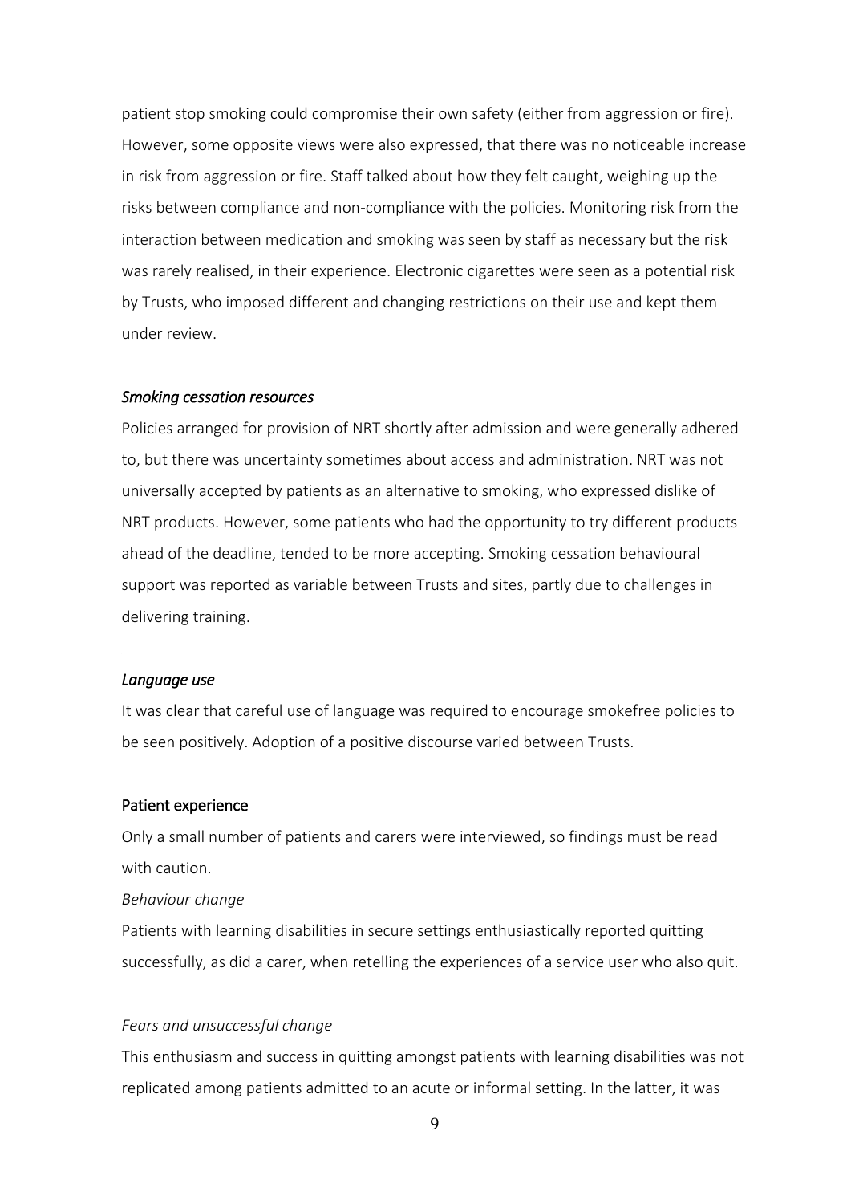patient stop smoking could compromise their own safety (either from aggression or fire). However, some opposite views were also expressed, that there was no noticeable increase in risk from aggression or fire. Staff talked about how they felt caught, weighing up the risks between compliance and non-compliance with the policies. Monitoring risk from the interaction between medication and smoking was seen by staff as necessary but the risk was rarely realised, in their experience. Electronic cigarettes were seen as a potential risk by Trusts, who imposed different and changing restrictions on their use and kept them under review.

*Smoking cessation resources*

Policies arranged for provision of NRT shortly after admission and were generally adhered to, but there was uncertainty sometimes about access and administration. NRT was not universally accepted by patients as an alternative to smoking, who expressed dislike of NRT products. However, some patients who had the opportunity to try different products ahead of the deadline, tended to be more accepting. Smoking cessation behavioural support was reported as variable between Trusts and sites, partly due to challenges in delivering training.

*Language use*

It was clear that careful use of language was required to encourage smokefree policies to be seen positively. Adoption of a positive discourse varied between Trusts.

### Patient experience

Only a small number of patients and carers were interviewed, so findings must be read with caution.

*Behaviour change*

Patients with learning disabilities in secure settings enthusiastically reported quitting successfully, as did a carer, when retelling the experiences of a service user who also quit.

*Fears and unsuccessful change*

This enthusiasm and success in quitting amongst patients with learning disabilities was not replicated among patients admitted to an acute or informal setting. In the latter, it was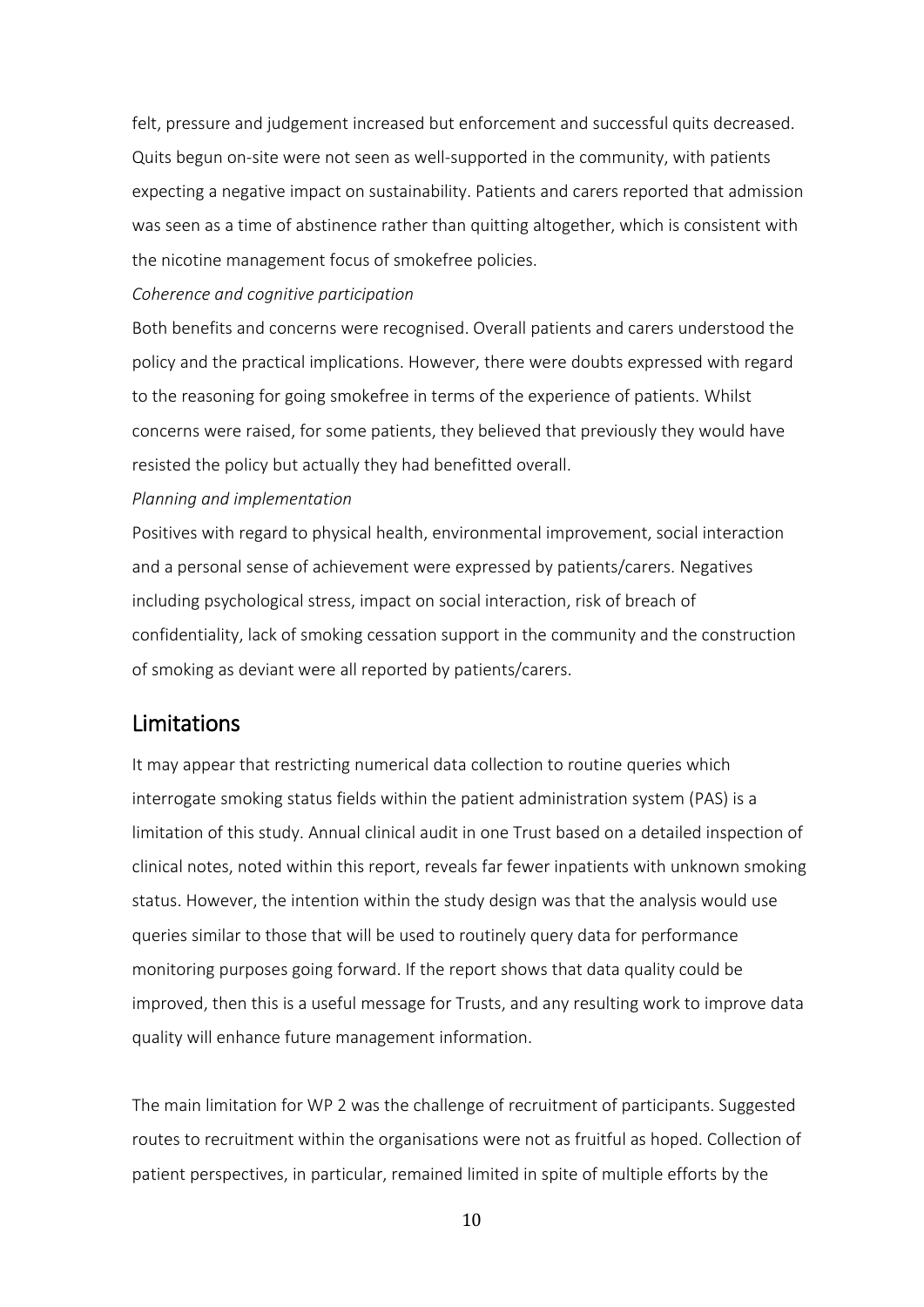felt, pressure and judgement increased but enforcement and successful quits decreased. Quits begun on-site were not seen as well-supported in the community, with patients expecting a negative impact on sustainability. Patients and carers reported that admission was seen as a time of abstinence rather than quitting altogether, which is consistent with the nicotine management focus of smokefree policies.

*Coherence and cognitive participation*

Both benefits and concerns were recognised. Overall patients and carers understood the policy and the practical implications. However, there were doubts expressed with regard to the reasoning for going smokefree in terms of the experience of patients. Whilst concerns were raised, for some patients, they believed that previously they would have resisted the policy but actually they had benefitted overall.

*Planning and implementation*

Positives with regard to physical health, environmental improvement, social interaction and a personal sense of achievement were expressed by patients/carers. Negatives including psychological stress, impact on social interaction, risk of breach of confidentiality, lack of smoking cessation support in the community and the construction of smoking as deviant were all reported by patients/carers.

## Limitations

It may appear that restricting numerical data collection to routine queries which interrogate smoking status fields within the patient administration system (PAS) is a limitation of this study. Annual clinical audit in one Trust based on a detailed inspection of clinical notes, noted within this report, reveals far fewer inpatients with unknown smoking status. However, the intention within the study design was that the analysis would use queries similar to those that will be used to routinely query data for performance monitoring purposes going forward. If the report shows that data quality could be improved, then this is a useful message for Trusts, and any resulting work to improve data quality will enhance future management information.

The main limitation for WP 2 was the challenge of recruitment of participants. Suggested routes to recruitment within the organisations were not as fruitful as hoped. Collection of patient perspectives, in particular, remained limited in spite of multiple efforts by the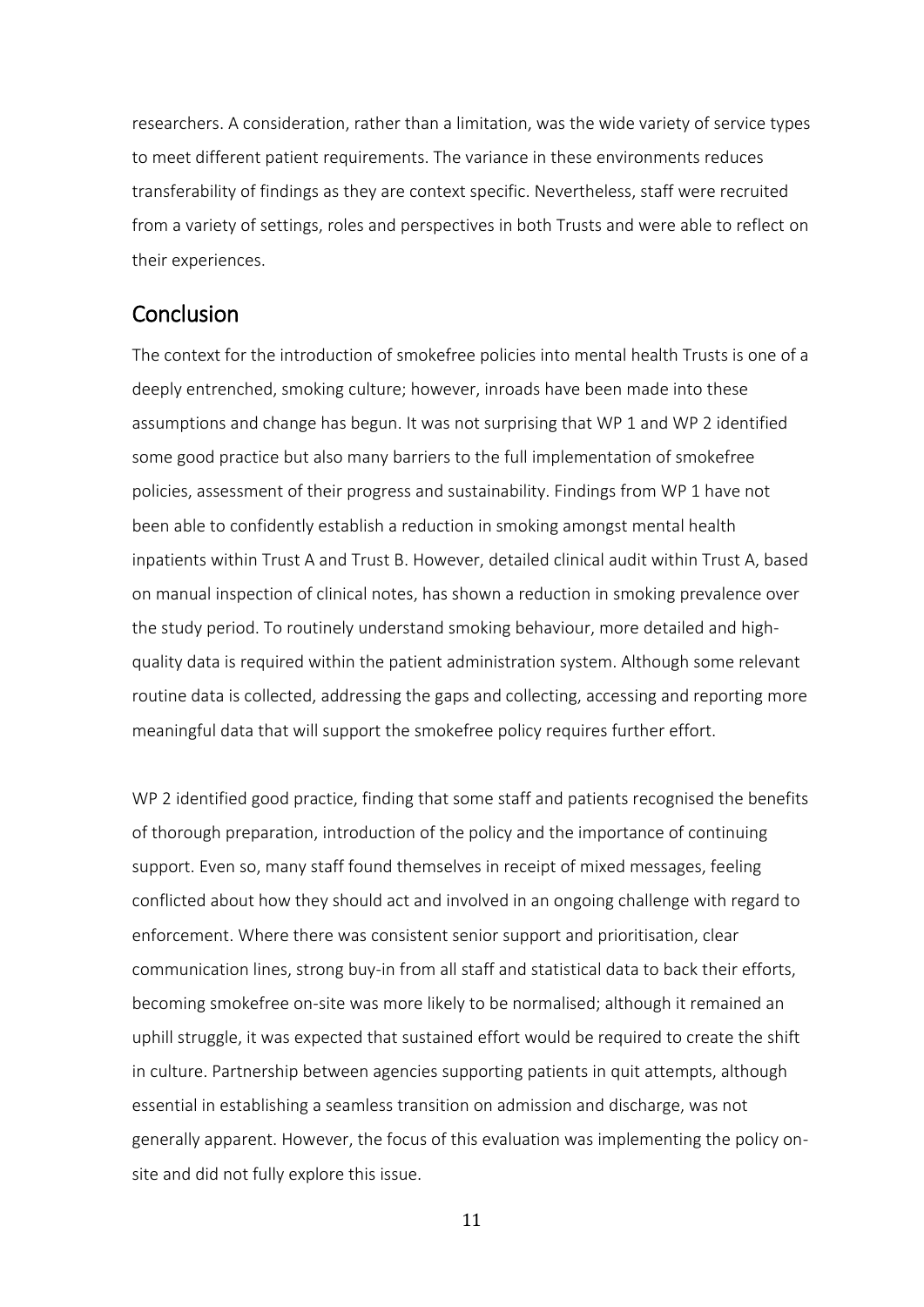researchers. A consideration, rather than a limitation, was the wide variety of service types to meet different patient requirements. The variance in these environments reduces transferability of findings as they are context specific. Nevertheless, staff were recruited from a variety of settings, roles and perspectives in both Trusts and were able to reflect on their experiences.

## Conclusion

The context for the introduction of smokefree policies into mental health Trusts is one of a deeply entrenched, smoking culture; however, inroads have been made into these assumptions and change has begun. It was not surprising that WP 1 and WP 2 identified some good practice but also many barriers to the full implementation of smokefree policies, assessment of their progress and sustainability. Findings from WP 1 have not been able to confidently establish a reduction in smoking amongst mental health inpatients within Trust A and Trust B. However, detailed clinical audit within Trust A, based on manual inspection of clinical notes, has shown a reduction in smoking prevalence over the study period. To routinely understand smoking behaviour, more detailed and high-quality data is required within the patient administration system. Although some relevant routine data is collected, addressing the gaps and collecting, accessing and reporting more meaningful data that will support the smokefree policy requires further effort.

WP 2 identified good practice, finding that some staff and patients recognised the benefits of thorough preparation, introduction of the policy and the importance of continuing support. Even so, many staff found themselves in receipt of mixed messages, feeling conflicted about how they should act and involved in an ongoing challenge with regard to enforcement. Where there was consistent senior support and prioritisation, clear communication lines, strong buy-in from all staff and statistical data to back their efforts, becoming smokefree on-site was more likely to be normalised; although it remained an uphill struggle, it was expected that sustained effort would be required to create the shift in culture. Partnership between agencies supporting patients in quit attempts, although essential in establishing a seamless transition on admission and discharge, was not generally apparent. However, the focus of this evaluation was implementing the policy on-site and did not fully explore this issue.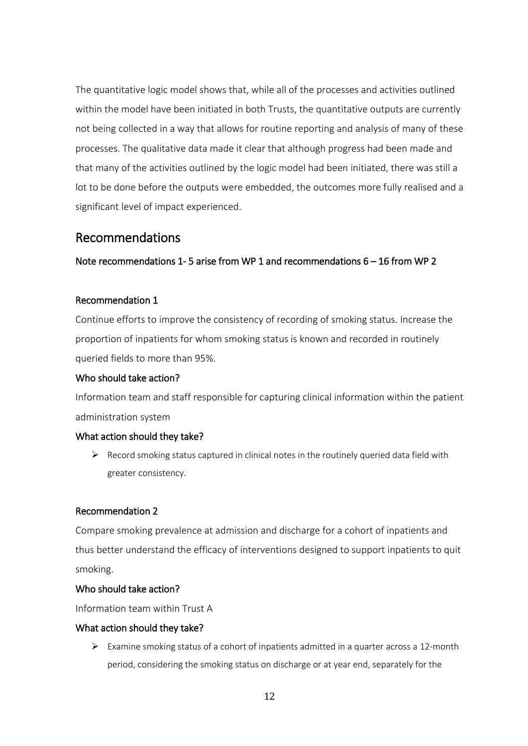The quantitative logic model shows that, while all of the processes and activities outlined within the model have been initiated in both Trusts, the quantitative outputs are currently not being collected in a way that allows for routine reporting and analysis of many of these processes. The qualitative data made it clear that although progress had been made and that many of the activities outlined by the logic model had been initiated, there was still a lot to be done before the outputs were embedded, the outcomes more fully realised and a significant level of impact experienced.

## Recommendations

**Note recommendations 1- 5 arise from WP 1 and recommendations 6 – 16 from WP 2**

### Recommendation 1

Continue efforts to improve the consistency of recording of smoking status. Increase the proportion of inpatients for whom smoking status is known and recorded in routinely queried fields to more than 95%.

#### Who should take action?

Information team and staff responsible for capturing clinical information within the patient administration system

#### What action should they take?

- Record smoking status captured in clinical notes in the routinely queried data field with greater consistency.

### Recommendation 2

Compare smoking prevalence at admission and discharge for a cohort of inpatients and thus better understand the efficacy of interventions designed to support inpatients to quit smoking.

#### Who should take action?

Information team within Trust A

#### What action should they take?

- Examine smoking status of a cohort of inpatients admitted in a quarter across a 12-month period, considering the smoking status on discharge or at year end, separately for the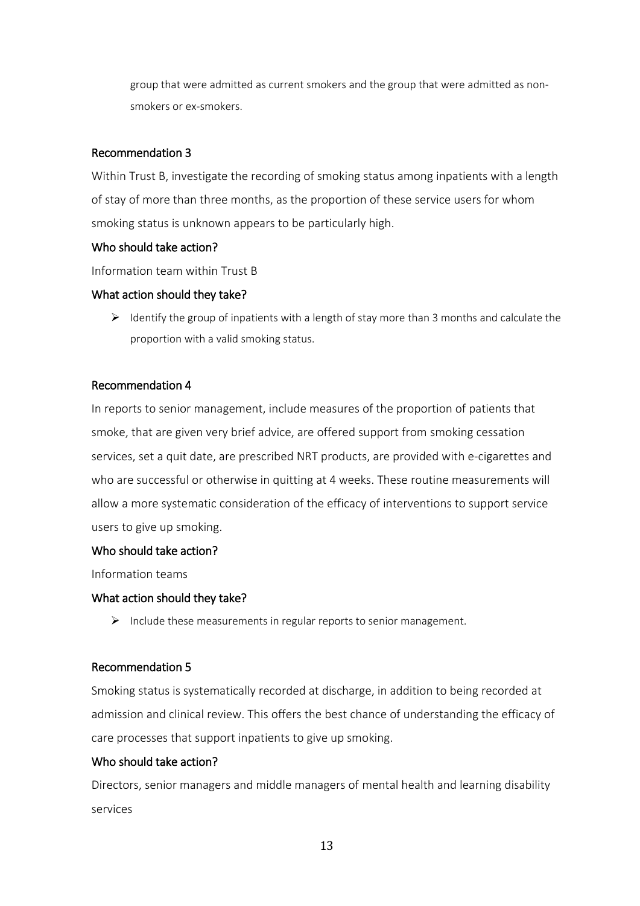group that were admitted as current smokers and the group that were admitted as non-smokers or ex-smokers.

### Recommendation 3

Within Trust B, investigate the recording of smoking status among inpatients with a length of stay of more than three months, as the proportion of these service users for whom smoking status is unknown appears to be particularly high.

#### Who should take action?

Information team within Trust B

#### What action should they take?

- Identify the group of inpatients with a length of stay more than 3 months and calculate the proportion with a valid smoking status.

### Recommendation 4

In reports to senior management, include measures of the proportion of patients that smoke, that are given very brief advice, are offered support from smoking cessation services, set a quit date, are prescribed NRT products, are provided with e-cigarettes and who are successful or otherwise in quitting at 4 weeks. These routine measurements will allow a more systematic consideration of the efficacy of interventions to support service users to give up smoking.

#### Who should take action?

Information teams

#### What action should they take?

- Include these measurements in regular reports to senior management.

### Recommendation 5

Smoking status is systematically recorded at discharge, in addition to being recorded at admission and clinical review. This offers the best chance of understanding the efficacy of care processes that support inpatients to give up smoking.

#### Who should take action?

Directors, senior managers and middle managers of mental health and learning disability services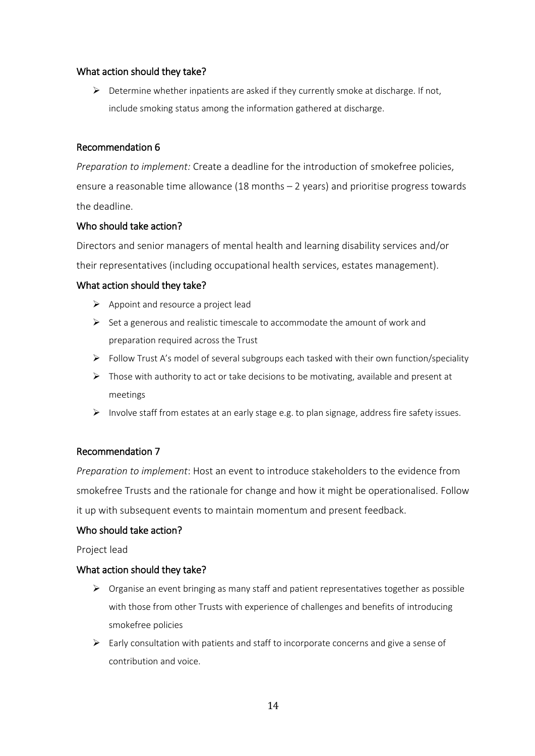### What action should they take?

- Determine whether inpatients are asked if they currently smoke at discharge. If not, include smoking status among the information gathered at discharge.

### Recommendation 6

*Preparation to implement:* Create a deadline for the introduction of smokefree policies, ensure a reasonable time allowance (18 months – 2 years) and prioritise progress towards the deadline.

### Who should take action?

Directors and senior managers of mental health and learning disability services and/or their representatives (including occupational health services, estates management).

### What action should they take?

- Appoint and resource a project lead
- Set a generous and realistic timescale to accommodate the amount of work and preparation required across the Trust
- Follow Trust A's model of several subgroups each tasked with their own function/speciality
- Those with authority to act or take decisions to be motivating, available and present at meetings
- Involve staff from estates at an early stage e.g. to plan signage, address fire safety issues.

### Recommendation 7

*Preparation to implement*: Host an event to introduce stakeholders to the evidence from smokefree Trusts and the rationale for change and how it might be operationalised. Follow it up with subsequent events to maintain momentum and present feedback.

### Who should take action?

Project lead

### What action should they take?

- Organise an event bringing as many staff and patient representatives together as possible with those from other Trusts with experience of challenges and benefits of introducing smokefree policies
- Early consultation with patients and staff to incorporate concerns and give a sense of contribution and voice.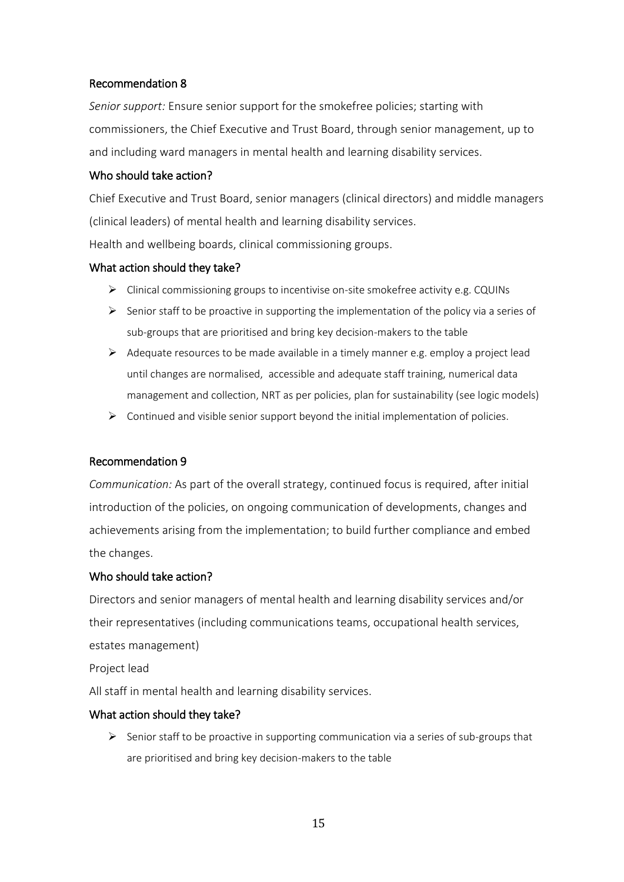## Recommendation 8

*Senior support:* Ensure senior support for the smokefree policies; starting with commissioners, the Chief Executive and Trust Board, through senior management, up to and including ward managers in mental health and learning disability services.

### Who should take action?

Chief Executive and Trust Board, senior managers (clinical directors) and middle managers (clinical leaders) of mental health and learning disability services.

Health and wellbeing boards, clinical commissioning groups.

### What action should they take?

- Clinical commissioning groups to incentivise on-site smokefree activity e.g. CQUINs
- Senior staff to be proactive in supporting the implementation of the policy via a series of sub-groups that are prioritised and bring key decision-makers to the table
- Adequate resources to be made available in a timely manner e.g. employ a project lead until changes are normalised, accessible and adequate staff training, numerical data management and collection, NRT as per policies, plan for sustainability (see logic models)
- Continued and visible senior support beyond the initial implementation of policies.

## Recommendation 9

*Communication:* As part of the overall strategy, continued focus is required, after initial introduction of the policies, on ongoing communication of developments, changes and achievements arising from the implementation; to build further compliance and embed the changes.

### Who should take action?

Directors and senior managers of mental health and learning disability services and/or their representatives (including communications teams, occupational health services, estates management)

Project lead

All staff in mental health and learning disability services.

### What action should they take?

- Senior staff to be proactive in supporting communication via a series of sub-groups that are prioritised and bring key decision-makers to the table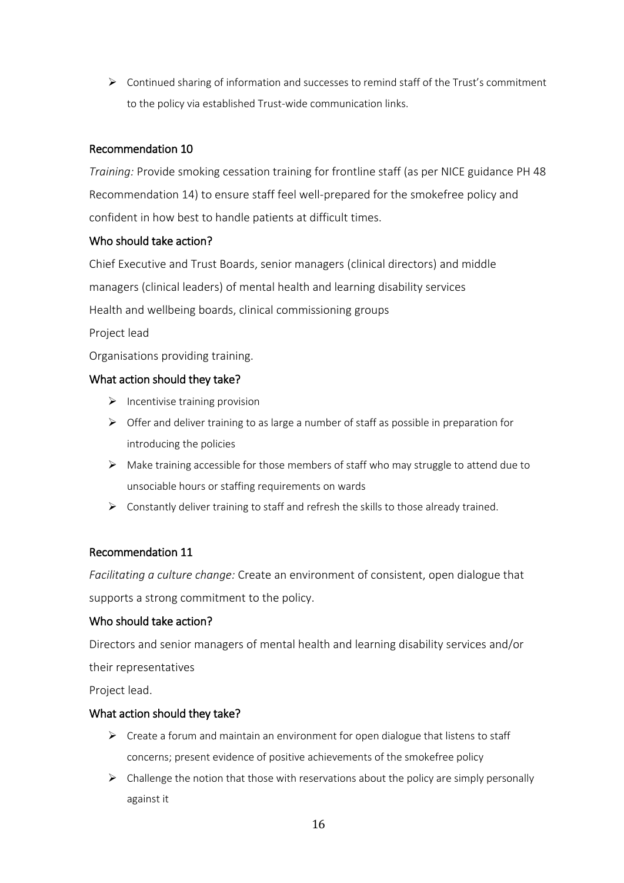- Continued sharing of information and successes to remind staff of the Trust's commitment to the policy via established Trust-wide communication links.

### Recommendation 10

*Training:* Provide smoking cessation training for frontline staff (as per NICE guidance PH 48 Recommendation 14) to ensure staff feel well-prepared for the smokefree policy and confident in how best to handle patients at difficult times.

### Who should take action?

Chief Executive and Trust Boards, senior managers (clinical directors) and middle managers (clinical leaders) of mental health and learning disability services

Health and wellbeing boards, clinical commissioning groups

Project lead

Organisations providing training.

### What action should they take?

- Incentivise training provision
- Offer and deliver training to as large a number of staff as possible in preparation for introducing the policies
- Make training accessible for those members of staff who may struggle to attend due to unsociable hours or staffing requirements on wards
- Constantly deliver training to staff and refresh the skills to those already trained.

### Recommendation 11

*Facilitating a culture change:* Create an environment of consistent, open dialogue that supports a strong commitment to the policy.

### Who should take action?

Directors and senior managers of mental health and learning disability services and/or their representatives

Project lead.

### What action should they take?

- Create a forum and maintain an environment for open dialogue that listens to staff concerns; present evidence of positive achievements of the smokefree policy
- Challenge the notion that those with reservations about the policy are simply personally against it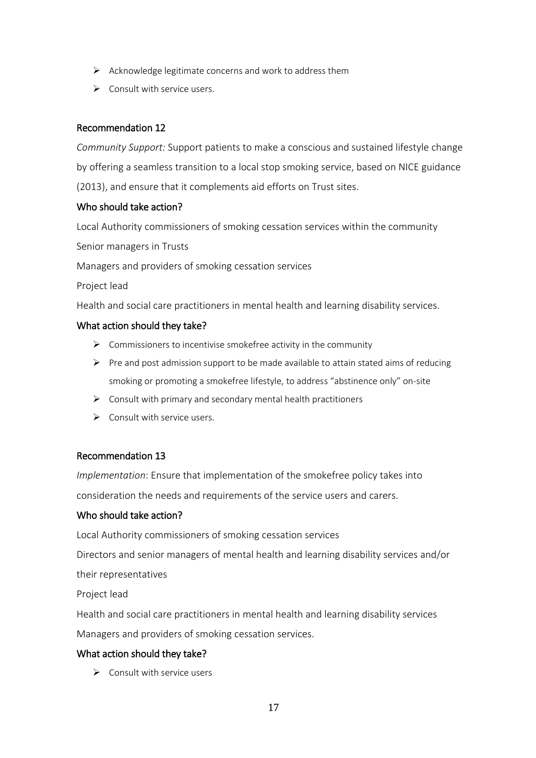- Acknowledge legitimate concerns and work to address them
- Consult with service users.

### Recommendation 12

*Community Support:* Support patients to make a conscious and sustained lifestyle change by offering a seamless transition to a local stop smoking service, based on NICE guidance (2013), and ensure that it complements aid efforts on Trust sites.

### Who should take action?

Local Authority commissioners of smoking cessation services within the community

Senior managers in Trusts

Managers and providers of smoking cessation services

Project lead

Health and social care practitioners in mental health and learning disability services.

### What action should they take?

- Commissioners to incentivise smokefree activity in the community
- Pre and post admission support to be made available to attain stated aims of reducing smoking or promoting a smokefree lifestyle, to address "abstinence only" on-site
- Consult with primary and secondary mental health practitioners
- Consult with service users.

### Recommendation 13

*Implementation*: Ensure that implementation of the smokefree policy takes into consideration the needs and requirements of the service users and carers.

### Who should take action?

Local Authority commissioners of smoking cessation services

Directors and senior managers of mental health and learning disability services and/or their representatives

Project lead

Health and social care practitioners in mental health and learning disability services

Managers and providers of smoking cessation services.

### What action should they take?

- Consult with service users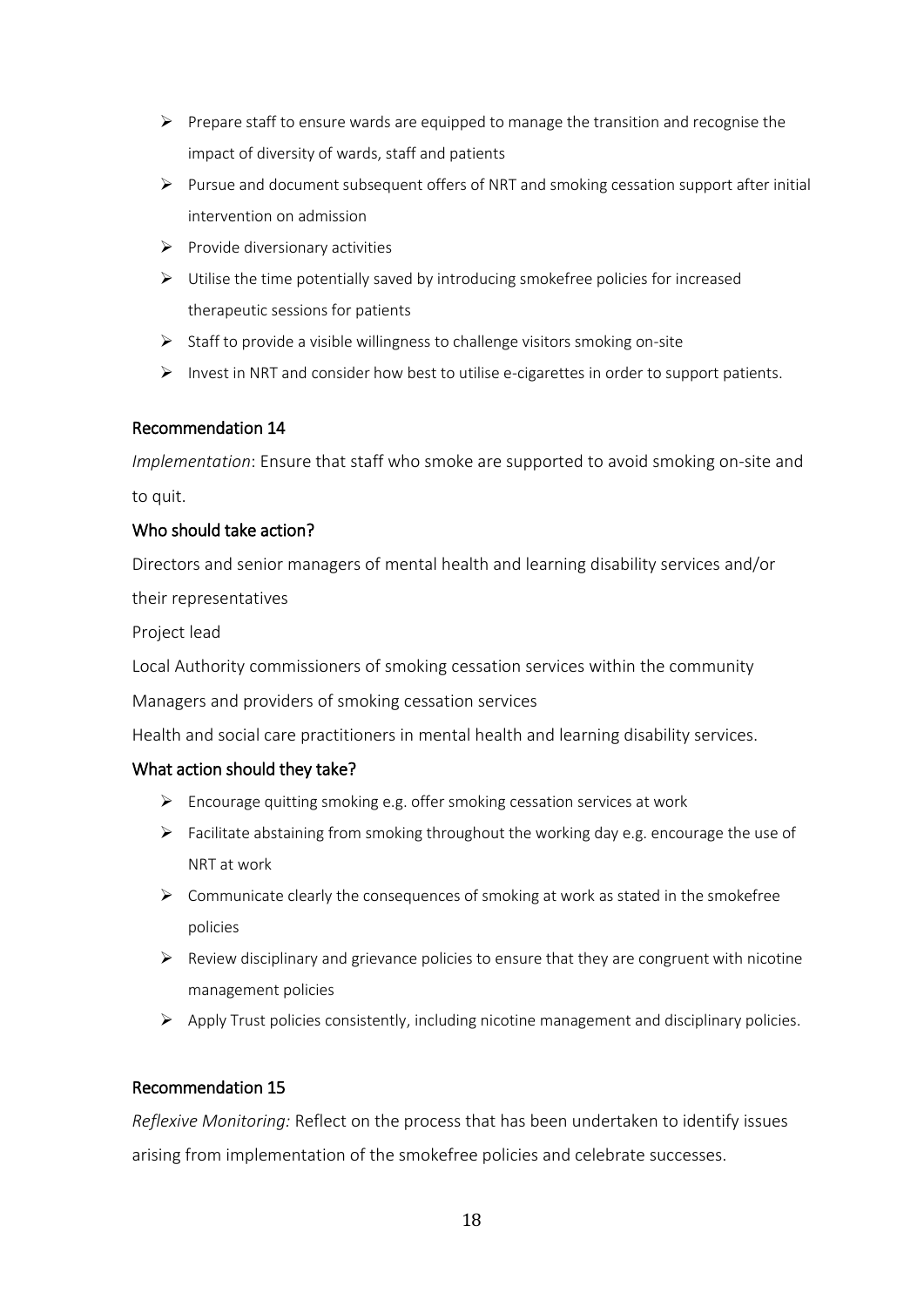- Prepare staff to ensure wards are equipped to manage the transition and recognise the impact of diversity of wards, staff and patients
- Pursue and document subsequent offers of NRT and smoking cessation support after initial intervention on admission
- Provide diversionary activities
- Utilise the time potentially saved by introducing smokefree policies for increased therapeutic sessions for patients
- Staff to provide a visible willingness to challenge visitors smoking on-site
- Invest in NRT and consider how best to utilise e-cigarettes in order to support patients.

### Recommendation 14

*Implementation*: Ensure that staff who smoke are supported to avoid smoking on-site and to quit.

### Who should take action?

Directors and senior managers of mental health and learning disability services and/or their representatives

Project lead

Local Authority commissioners of smoking cessation services within the community

Managers and providers of smoking cessation services

Health and social care practitioners in mental health and learning disability services.

### What action should they take?

- Encourage quitting smoking e.g. offer smoking cessation services at work
- Facilitate abstaining from smoking throughout the working day e.g. encourage the use of NRT at work
- Communicate clearly the consequences of smoking at work as stated in the smokefree policies
- Review disciplinary and grievance policies to ensure that they are congruent with nicotine management policies
- Apply Trust policies consistently, including nicotine management and disciplinary policies.

### Recommendation 15

*Reflexive Monitoring:* Reflect on the process that has been undertaken to identify issues arising from implementation of the smokefree policies and celebrate successes.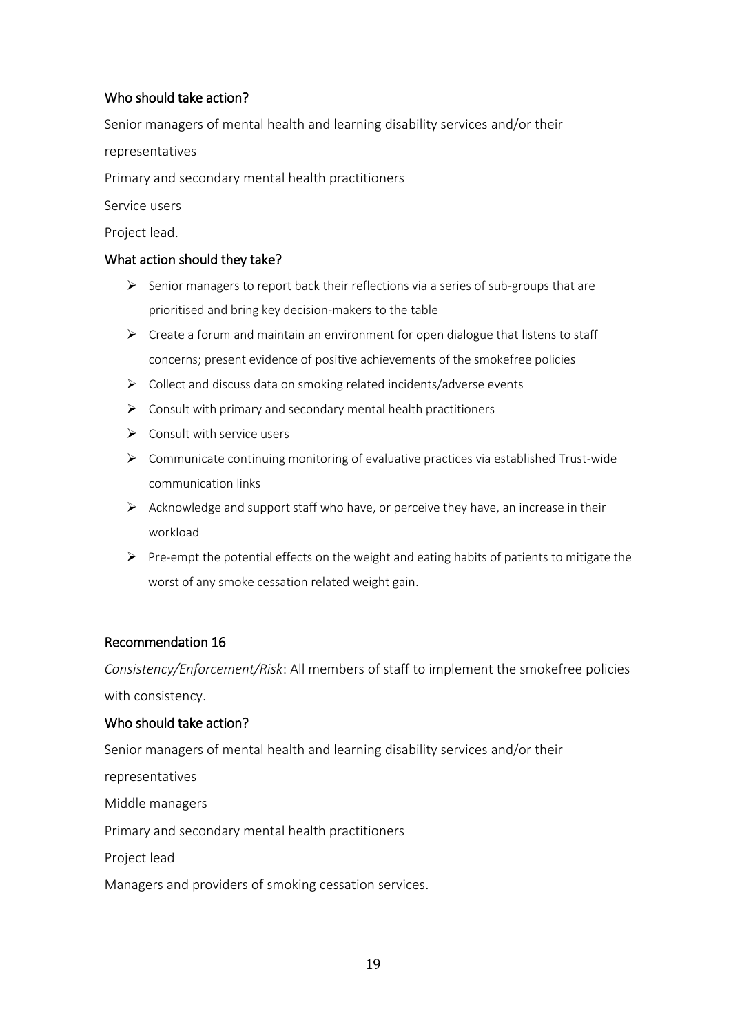### Who should take action?

Senior managers of mental health and learning disability services and/or their representatives

Primary and secondary mental health practitioners

Service users

Project lead.

### What action should they take?

- Senior managers to report back their reflections via a series of sub-groups that are prioritised and bring key decision-makers to the table
- Create a forum and maintain an environment for open dialogue that listens to staff concerns; present evidence of positive achievements of the smokefree policies
- Collect and discuss data on smoking related incidents/adverse events
- Consult with primary and secondary mental health practitioners
- Consult with service users
- Communicate continuing monitoring of evaluative practices via established Trust-wide communication links
- Acknowledge and support staff who have, or perceive they have, an increase in their workload
- Pre-empt the potential effects on the weight and eating habits of patients to mitigate the worst of any smoke cessation related weight gain.

### Recommendation 16

*Consistency/Enforcement/Risk*: All members of staff to implement the smokefree policies with consistency.

### Who should take action?

Senior managers of mental health and learning disability services and/or their representatives

Middle managers

Primary and secondary mental health practitioners

Project lead

Managers and providers of smoking cessation services.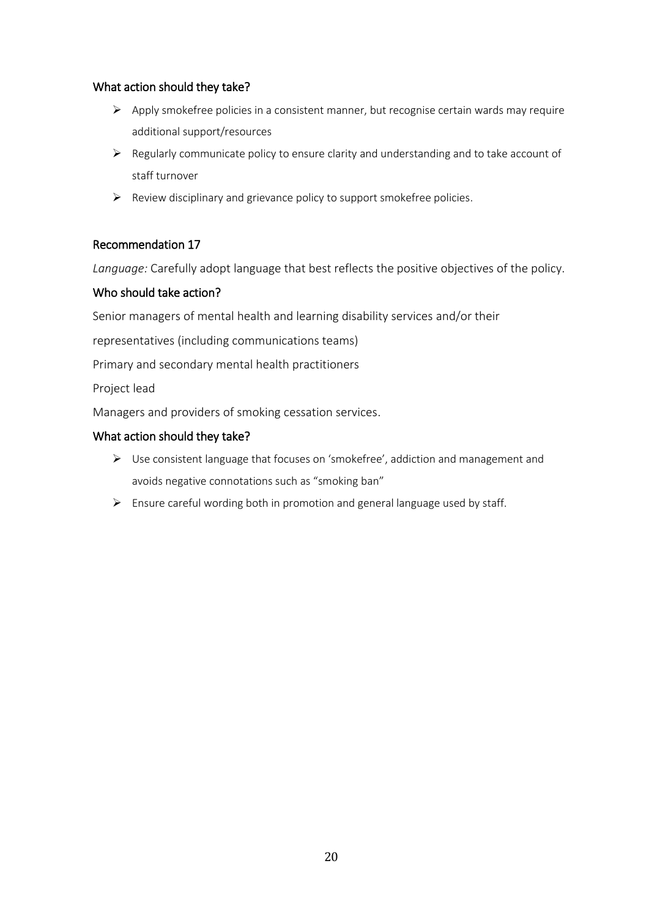### What action should they take?

- Apply smokefree policies in a consistent manner, but recognise certain wards may require additional support/resources
- Regularly communicate policy to ensure clarity and understanding and to take account of staff turnover
- Review disciplinary and grievance policy to support smokefree policies.

### Recommendation 17

*Language:* Carefully adopt language that best reflects the positive objectives of the policy.

### Who should take action?

Senior managers of mental health and learning disability services and/or their

representatives (including communications teams)

Primary and secondary mental health practitioners

Project lead

Managers and providers of smoking cessation services.

### What action should they take?

- Use consistent language that focuses on 'smokefree', addiction and management and avoids negative connotations such as "smoking ban"
- Ensure careful wording both in promotion and general language used by staff.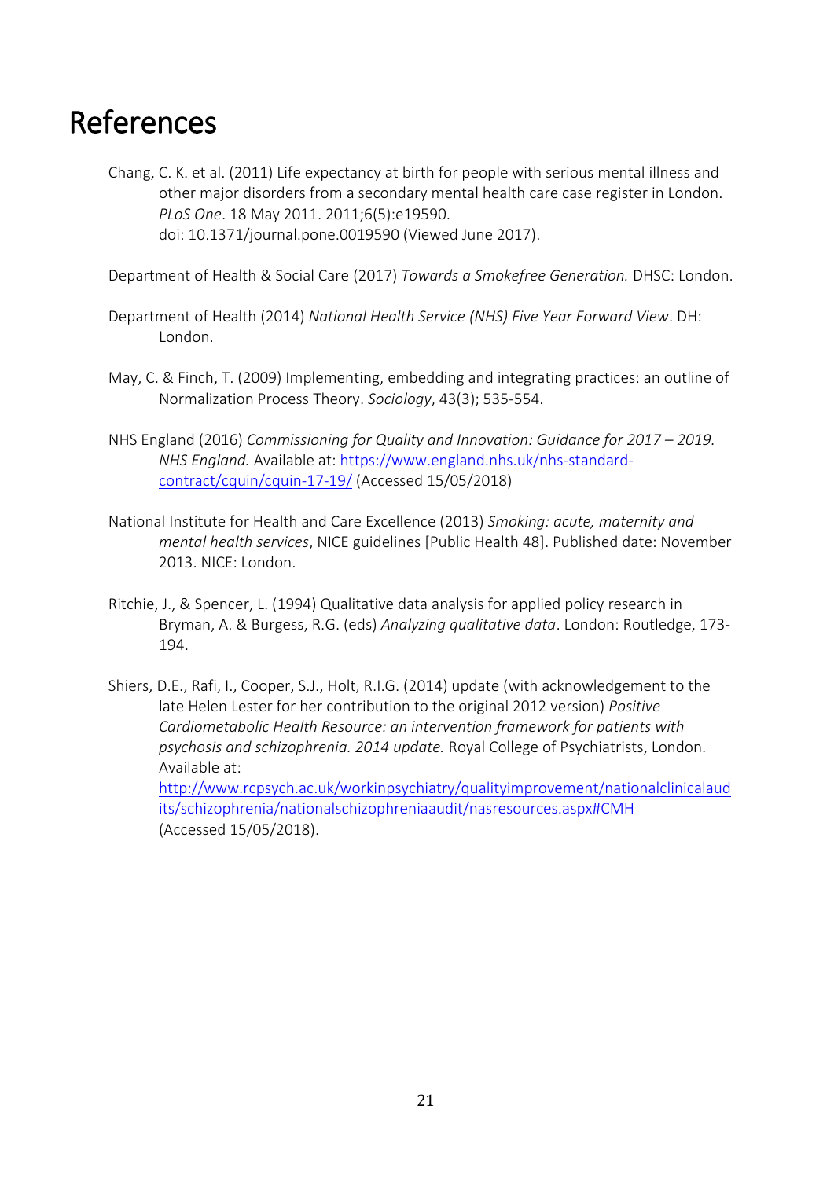# References

Chang, C. K. et al. (2011) Life expectancy at birth for people with serious mental illness and other major disorders from a secondary mental health care case register in London. *PLoS One*. 18 May 2011. 2011;6(5):e19590. doi: 10.1371/journal.pone.0019590 (Viewed June 2017).

Department of Health & Social Care (2017) *Towards a Smokefree Generation.* DHSC: London.

Department of Health (2014) *National Health Service (NHS) Five Year Forward View*. DH: London.

May, C. & Finch, T. (2009) Implementing, embedding and integrating practices: an outline of Normalization Process Theory. *Sociology*, 43(3); 535-554.

NHS England (2016) *Commissioning for Quality and Innovation: Guidance for 2017 – 2019. NHS England.* Available at: https://www.england.nhs.uk/nhs-standard-contract/cquin/cquin-17-19/ (Accessed 15/05/2018)

National Institute for Health and Care Excellence (2013) *Smoking: acute, maternity and mental health services*, NICE guidelines [Public Health 48]. Published date: November 2013. NICE: London.

Ritchie, J., & Spencer, L. (1994) Qualitative data analysis for applied policy research in Bryman, A. & Burgess, R.G. (eds) *Analyzing qualitative data*. London: Routledge, 173-194.

Shiers, D.E., Rafi, I., Cooper, S.J., Holt, R.I.G. (2014) update (with acknowledgement to the late Helen Lester for her contribution to the original 2012 version) *Positive Cardiometabolic Health Resource: an intervention framework for patients with psychosis and schizophrenia. 2014 update.* Royal College of Psychiatrists, London. Available at: http://www.rcpsych.ac.uk/workinpsychiatry/qualityimprovement/nationalclinicalaudits/schizophrenia/nationalschizophreniaaudit/nasresources.aspx#CMH (Accessed 15/05/2018).